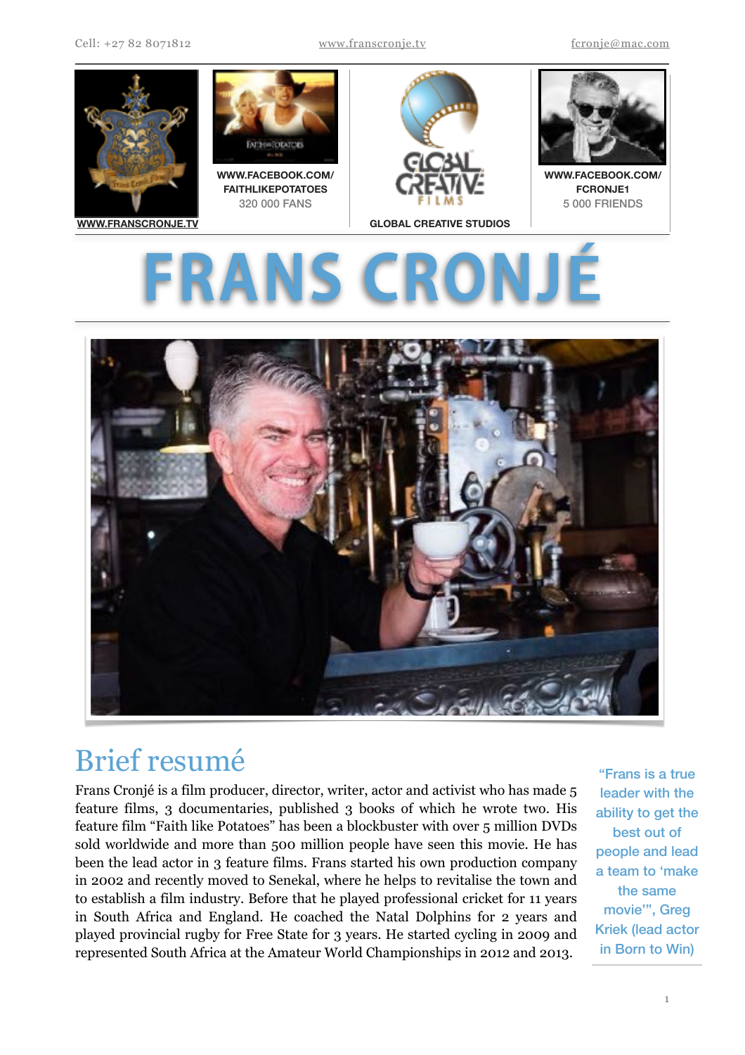Cell: +27 82 8071812 | www.franscronje.tv | fcronje@mac.com

WWW.FRANSCRONJE.TV

WWW.FACEBOOK.COM/FAITHLIKEPOTATOES
320 000 FANS

GLOBAL CREATIVE STUDIOS

WWW.FACEBOOK.COM/FCRONJE1
5 000 FRIENDS

# FRANS CRONJÉ

## Brief resumé

Frans Cronjé is a film producer, director, writer, actor and activist who has made 5 feature films, 3 documentaries, published 3 books of which he wrote two. His feature film "Faith like Potatoes" has been a blockbuster with over 5 million DVDs sold worldwide and more than 500 million people have seen this movie. He has been the lead actor in 3 feature films. Frans started his own production company in 2002 and recently moved to Senekal, where he helps to revitalise the town and to establish a film industry. Before that he played professional cricket for 11 years in South Africa and England. He coached the Natal Dolphins for 2 years and played provincial rugby for Free State for 3 years. He started cycling in 2009 and represented South Africa at the Amateur World Championships in 2012 and 2013.

> "Frans is a true leader with the ability to get the best out of people and lead a team to 'make the same movie'", Greg Kriek (lead actor in Born to Win)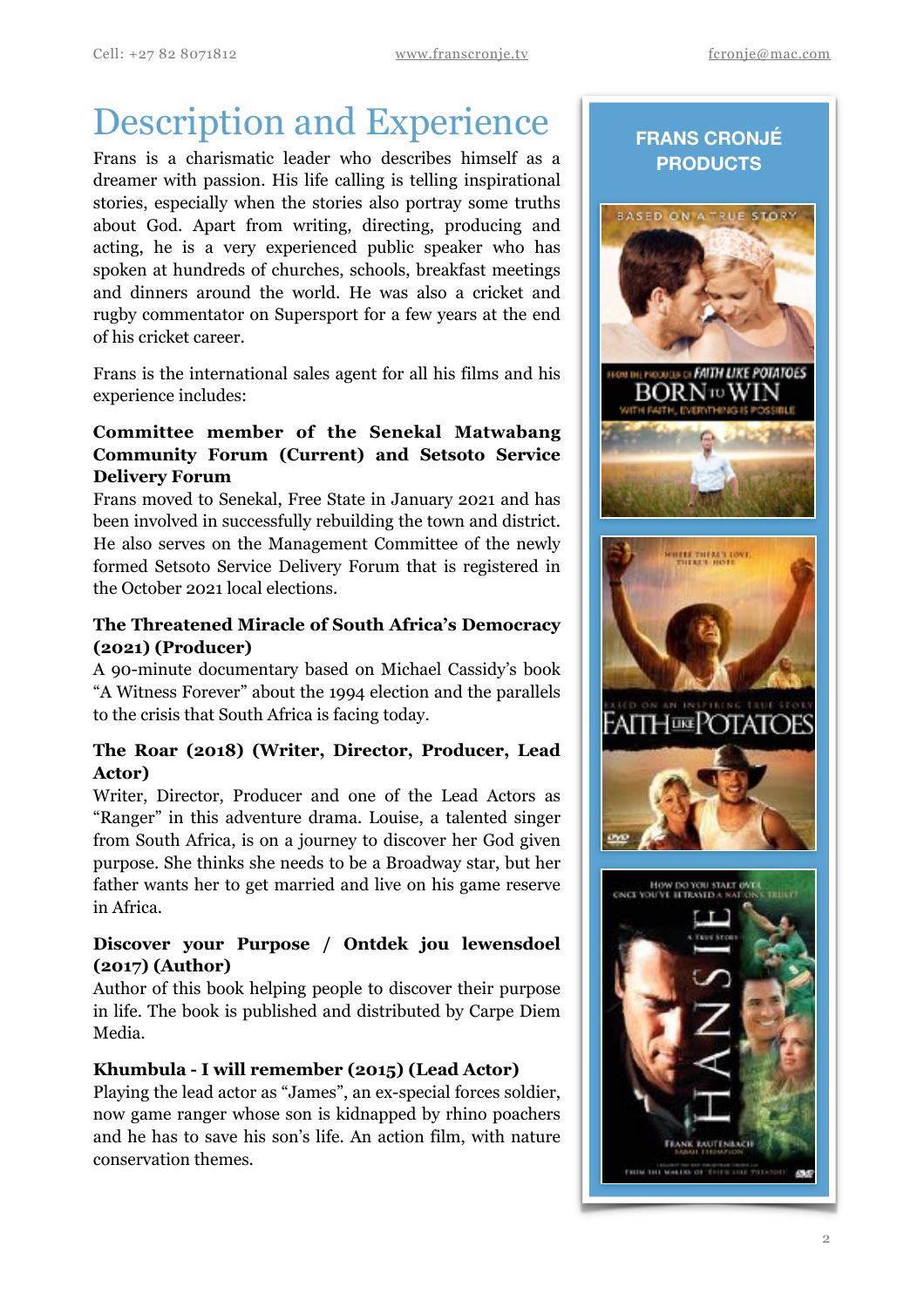# Description and Experience

Frans is a charismatic leader who describes himself as a dreamer with passion. His life calling is telling inspirational stories, especially when the stories also portray some truths about God. Apart from writing, directing, producing and acting, he is a very experienced public speaker who has spoken at hundreds of churches, schools, breakfast meetings and dinners around the world. He was also a cricket and rugby commentator on Supersport for a few years at the end of his cricket career.

Frans is the international sales agent for all his films and his experience includes:

**Committee member of the Senekal Matwabang Community Forum (Current) and Setsoto Service Delivery Forum**

Frans moved to Senekal, Free State in January 2021 and has been involved in successfully rebuilding the town and district. He also serves on the Management Committee of the newly formed Setsoto Service Delivery Forum that is registered in the October 2021 local elections.

**The Threatened Miracle of South Africa's Democracy (2021) (Producer)**

A 90-minute documentary based on Michael Cassidy's book "A Witness Forever" about the 1994 election and the parallels to the crisis that South Africa is facing today.

**The Roar (2018) (Writer, Director, Producer, Lead Actor)**

Writer, Director, Producer and one of the Lead Actors as "Ranger" in this adventure drama. Louise, a talented singer from South Africa, is on a journey to discover her God given purpose. She thinks she needs to be a Broadway star, but her father wants her to get married and live on his game reserve in Africa.

**Discover your Purpose / Ontdek jou lewensdoel (2017) (Author)**

Author of this book helping people to discover their purpose in life. The book is published and distributed by Carpe Diem Media.

**Khumbula - I will remember (2015) (Lead Actor)**

Playing the lead actor as "James", an ex-special forces soldier, now game ranger whose son is kidnapped by rhino poachers and he has to save his son's life. An action film, with nature conservation themes.

**FRANS CRONJÉ PRODUCTS**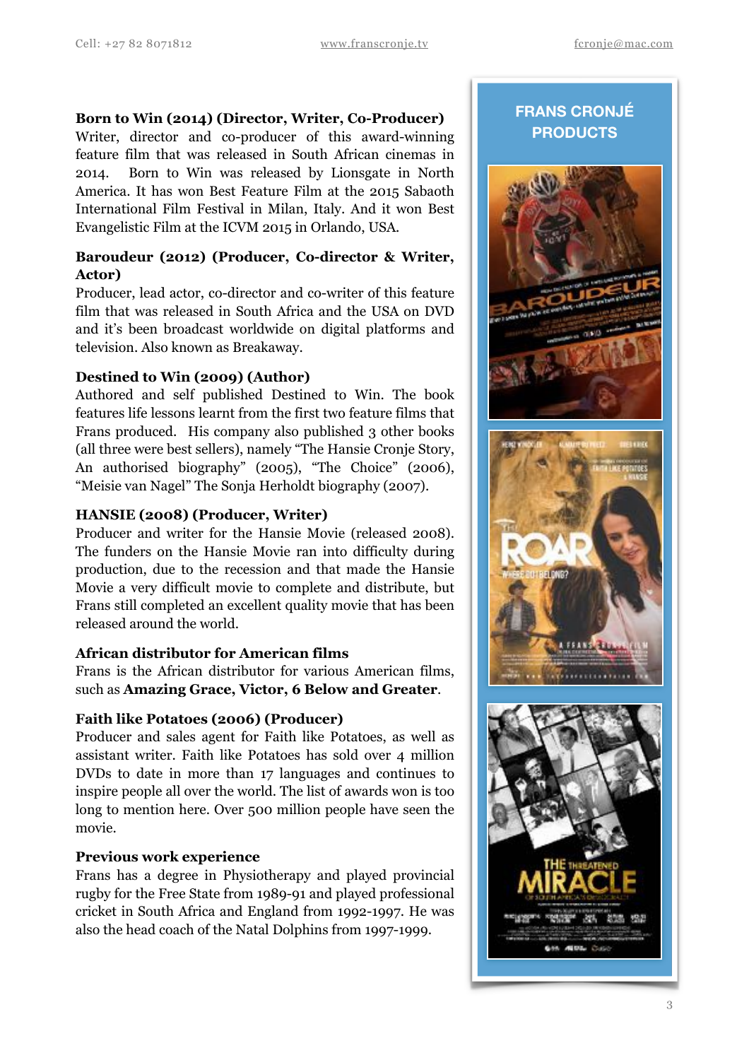**Born to Win (2014) (Director, Writer, Co-Producer)**
Writer, director and co-producer of this award-winning feature film that was released in South African cinemas in 2014. Born to Win was released by Lionsgate in North America. It has won Best Feature Film at the 2015 Sabaoth International Film Festival in Milan, Italy. And it won Best Evangelistic Film at the ICVM 2015 in Orlando, USA.

**Baroudeur (2012) (Producer, Co-director & Writer, Actor)**
Producer, lead actor, co-director and co-writer of this feature film that was released in South Africa and the USA on DVD and it's been broadcast worldwide on digital platforms and television. Also known as Breakaway.

**Destined to Win (2009) (Author)**
Authored and self published Destined to Win. The book features life lessons learnt from the first two feature films that Frans produced. His company also published 3 other books (all three were best sellers), namely "The Hansie Cronje Story, An authorised biography" (2005), "The Choice" (2006), "Meisie van Nagel" The Sonja Herholdt biography (2007).

**HANSIE (2008) (Producer, Writer)**
Producer and writer for the Hansie Movie (released 2008). The funders on the Hansie Movie ran into difficulty during production, due to the recession and that made the Hansie Movie a very difficult movie to complete and distribute, but Frans still completed an excellent quality movie that has been released around the world.

**African distributor for American films**
Frans is the African distributor for various American films, such as **Amazing Grace, Victor, 6 Below and Greater**.

**Faith like Potatoes (2006) (Producer)**
Producer and sales agent for Faith like Potatoes, as well as assistant writer. Faith like Potatoes has sold over 4 million DVDs to date in more than 17 languages and continues to inspire people all over the world. The list of awards won is too long to mention here. Over 500 million people have seen the movie.

**Previous work experience**
Frans has a degree in Physiotherapy and played provincial rugby for the Free State from 1989-91 and played professional cricket in South Africa and England from 1992-1997. He was also the head coach of the Natal Dolphins from 1997-1999.

**FRANS CRONJÉ PRODUCTS**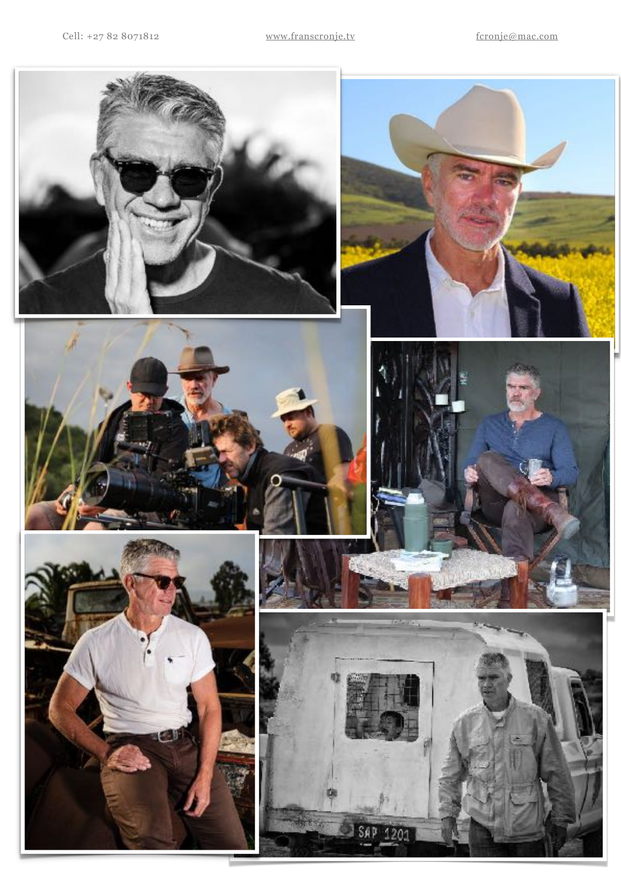Cell: +27 82 8071812 www.franscronje.tv fcronje@mac.com